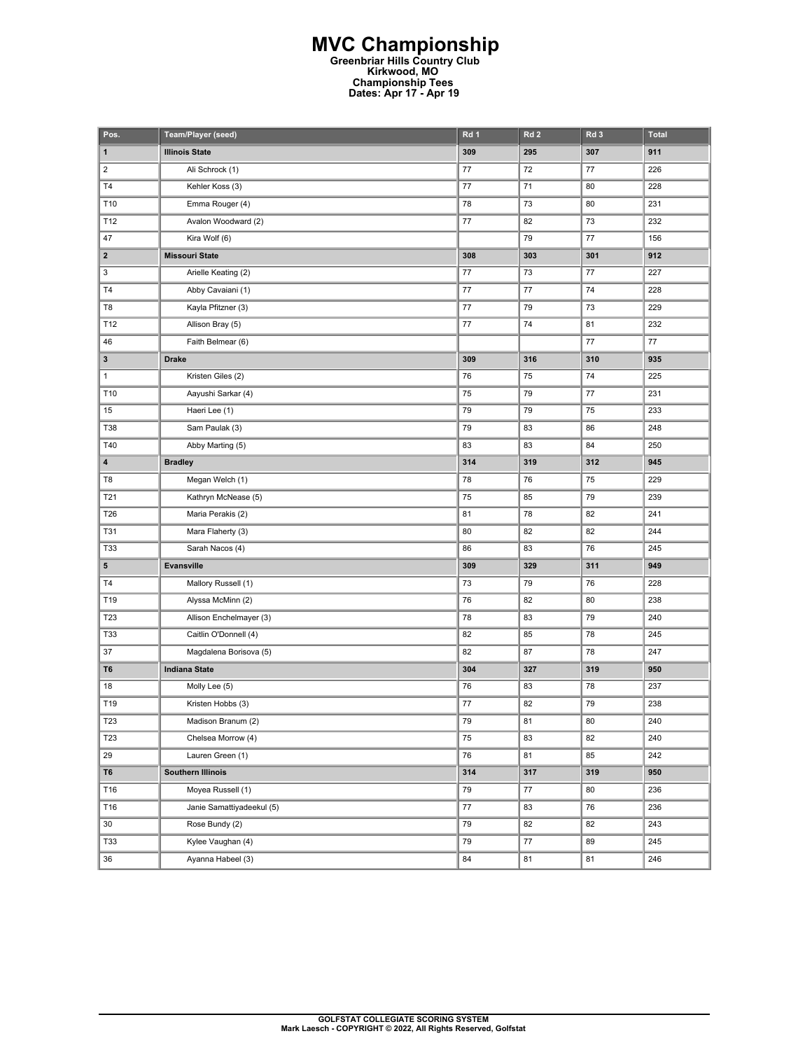# MVC Championship

**Greenbriar Hills Country Club**
**Kirkwood, MO**
**Championship Tees**
**Dates: Apr 17 - Apr 19**

| Pos. | Team/Player (seed) | Rd 1 | Rd 2 | Rd 3 | Total |
|---|---|---|---|---|---|
| **1** | **Illinois State** | **309** | **295** | **307** | **911** |
| 2 | Ali Schrock (1) | 77 | 72 | 77 | 226 |
| T4 | Kehler Koss (3) | 77 | 71 | 80 | 228 |
| T10 | Emma Rouger (4) | 78 | 73 | 80 | 231 |
| T12 | Avalon Woodward (2) | 77 | 82 | 73 | 232 |
| 47 | Kira Wolf (6) | | 79 | 77 | 156 |
| **2** | **Missouri State** | **308** | **303** | **301** | **912** |
| 3 | Arielle Keating (2) | 77 | 73 | 77 | 227 |
| T4 | Abby Cavaiani (1) | 77 | 77 | 74 | 228 |
| T8 | Kayla Pfitzner (3) | 77 | 79 | 73 | 229 |
| T12 | Allison Bray (5) | 77 | 74 | 81 | 232 |
| 46 | Faith Belmear (6) | | | 77 | 77 |
| **3** | **Drake** | **309** | **316** | **310** | **935** |
| 1 | Kristen Giles (2) | 76 | 75 | 74 | 225 |
| T10 | Aayushi Sarkar (4) | 75 | 79 | 77 | 231 |
| 15 | Haeri Lee (1) | 79 | 79 | 75 | 233 |
| T38 | Sam Paulak (3) | 79 | 83 | 86 | 248 |
| T40 | Abby Marting (5) | 83 | 83 | 84 | 250 |
| **4** | **Bradley** | **314** | **319** | **312** | **945** |
| T8 | Megan Welch (1) | 78 | 76 | 75 | 229 |
| T21 | Kathryn McNease (5) | 75 | 85 | 79 | 239 |
| T26 | Maria Perakis (2) | 81 | 78 | 82 | 241 |
| T31 | Mara Flaherty (3) | 80 | 82 | 82 | 244 |
| T33 | Sarah Nacos (4) | 86 | 83 | 76 | 245 |
| **5** | **Evansville** | **309** | **329** | **311** | **949** |
| T4 | Mallory Russell (1) | 73 | 79 | 76 | 228 |
| T19 | Alyssa McMinn (2) | 76 | 82 | 80 | 238 |
| T23 | Allison Enchelmayer (3) | 78 | 83 | 79 | 240 |
| T33 | Caitlin O'Donnell (4) | 82 | 85 | 78 | 245 |
| 37 | Magdalena Borisova (5) | 82 | 87 | 78 | 247 |
| **T6** | **Indiana State** | **304** | **327** | **319** | **950** |
| 18 | Molly Lee (5) | 76 | 83 | 78 | 237 |
| T19 | Kristen Hobbs (3) | 77 | 82 | 79 | 238 |
| T23 | Madison Branum (2) | 79 | 81 | 80 | 240 |
| T23 | Chelsea Morrow (4) | 75 | 83 | 82 | 240 |
| 29 | Lauren Green (1) | 76 | 81 | 85 | 242 |
| **T6** | **Southern Illinois** | **314** | **317** | **319** | **950** |
| T16 | Moyea Russell (1) | 79 | 77 | 80 | 236 |
| T16 | Janie Samattiyadeekul (5) | 77 | 83 | 76 | 236 |
| 30 | Rose Bundy (2) | 79 | 82 | 82 | 243 |
| T33 | Kylee Vaughan (4) | 79 | 77 | 89 | 245 |
| 36 | Ayanna Habeel (3) | 84 | 81 | 81 | 246 |

GOLFSTAT COLLEGIATE SCORING SYSTEM
Mark Laesch - COPYRIGHT © 2022, All Rights Reserved, Golfstat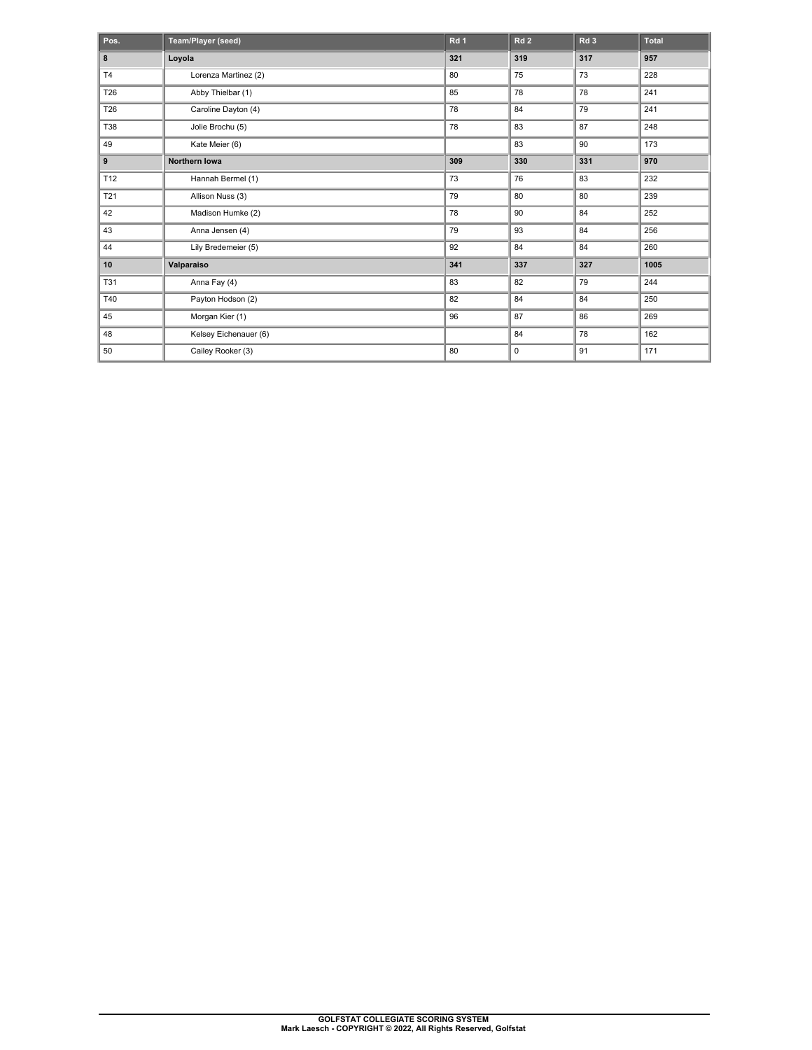| Pos. | Team/Player (seed) | Rd 1 | Rd 2 | Rd 3 | Total |
| --- | --- | --- | --- | --- | --- |
| **8** | **Loyola** | **321** | **319** | **317** | **957** |
| T4 | Lorenza Martinez (2) | 80 | 75 | 73 | 228 |
| T26 | Abby Thielbar (1) | 85 | 78 | 78 | 241 |
| T26 | Caroline Dayton (4) | 78 | 84 | 79 | 241 |
| T38 | Jolie Brochu (5) | 78 | 83 | 87 | 248 |
| 49 | Kate Meier (6) | | 83 | 90 | 173 |
| **9** | **Northern Iowa** | **309** | **330** | **331** | **970** |
| T12 | Hannah Bermel (1) | 73 | 76 | 83 | 232 |
| T21 | Allison Nuss (3) | 79 | 80 | 80 | 239 |
| 42 | Madison Humke (2) | 78 | 90 | 84 | 252 |
| 43 | Anna Jensen (4) | 79 | 93 | 84 | 256 |
| 44 | Lily Bredemeier (5) | 92 | 84 | 84 | 260 |
| **10** | **Valparaiso** | **341** | **337** | **327** | **1005** |
| T31 | Anna Fay (4) | 83 | 82 | 79 | 244 |
| T40 | Payton Hodson (2) | 82 | 84 | 84 | 250 |
| 45 | Morgan Kier (1) | 96 | 87 | 86 | 269 |
| 48 | Kelsey Eichenauer (6) | | 84 | 78 | 162 |
| 50 | Cailey Rooker (3) | 80 | 0 | 91 | 171 |

**GOLFSTAT COLLEGIATE SCORING SYSTEM**
**Mark Laesch - COPYRIGHT © 2022, All Rights Reserved, Golfstat**